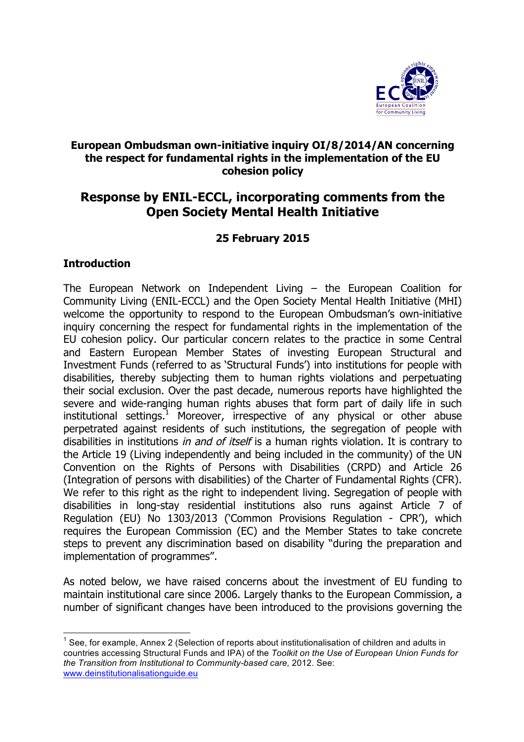**European Ombudsman own-initiative inquiry OI/8/2014/AN concerning the respect for fundamental rights in the implementation of the EU cohesion policy**

# Response by ENIL-ECCL, incorporating comments from the Open Society Mental Health Initiative

**25 February 2015**

## Introduction

The European Network on Independent Living – the European Coalition for Community Living (ENIL-ECCL) and the Open Society Mental Health Initiative (MHI) welcome the opportunity to respond to the European Ombudsman's own-initiative inquiry concerning the respect for fundamental rights in the implementation of the EU cohesion policy. Our particular concern relates to the practice in some Central and Eastern European Member States of investing European Structural and Investment Funds (referred to as 'Structural Funds') into institutions for people with disabilities, thereby subjecting them to human rights violations and perpetuating their social exclusion. Over the past decade, numerous reports have highlighted the severe and wide-ranging human rights abuses that form part of daily life in such institutional settings.[1] Moreover, irrespective of any physical or other abuse perpetrated against residents of such institutions, the segregation of people with disabilities in institutions *in and of itself* is a human rights violation. It is contrary to the Article 19 (Living independently and being included in the community) of the UN Convention on the Rights of Persons with Disabilities (CRPD) and Article 26 (Integration of persons with disabilities) of the Charter of Fundamental Rights (CFR). We refer to this right as the right to independent living. Segregation of people with disabilities in long-stay residential institutions also runs against Article 7 of Regulation (EU) No 1303/2013 ('Common Provisions Regulation - CPR'), which requires the European Commission (EC) and the Member States to take concrete steps to prevent any discrimination based on disability "during the preparation and implementation of programmes".

As noted below, we have raised concerns about the investment of EU funding to maintain institutional care since 2006. Largely thanks to the European Commission, a number of significant changes have been introduced to the provisions governing the

---

[1] See, for example, Annex 2 (Selection of reports about institutionalisation of children and adults in countries accessing Structural Funds and IPA) of the *Toolkit on the Use of European Union Funds for the Transition from Institutional to Community-based care,* 2012. See: www.deinstitutionalisationguide.eu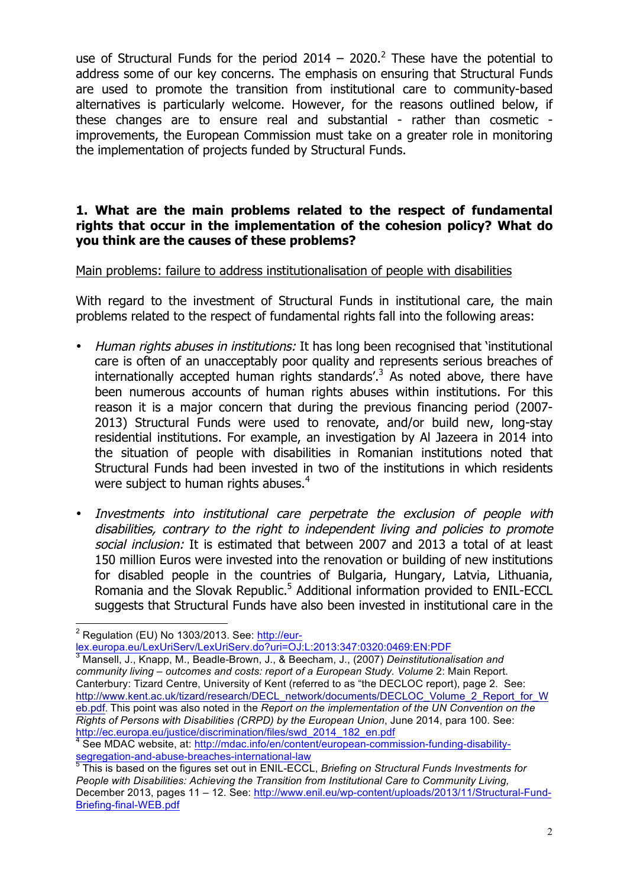use of Structural Funds for the period 2014 – 2020.[2] These have the potential to address some of our key concerns. The emphasis on ensuring that Structural Funds are used to promote the transition from institutional care to community-based alternatives is particularly welcome. However, for the reasons outlined below, if these changes are to ensure real and substantial - rather than cosmetic - improvements, the European Commission must take on a greater role in monitoring the implementation of projects funded by Structural Funds.

**1. What are the main problems related to the respect of fundamental rights that occur in the implementation of the cohesion policy? What do you think are the causes of these problems?**

Main problems: failure to address institutionalisation of people with disabilities

With regard to the investment of Structural Funds in institutional care, the main problems related to the respect of fundamental rights fall into the following areas:

- *Human rights abuses in institutions:* It has long been recognised that 'institutional care is often of an unacceptably poor quality and represents serious breaches of internationally accepted human rights standards'.[3] As noted above, there have been numerous accounts of human rights abuses within institutions. For this reason it is a major concern that during the previous financing period (2007-2013) Structural Funds were used to renovate, and/or build new, long-stay residential institutions. For example, an investigation by Al Jazeera in 2014 into the situation of people with disabilities in Romanian institutions noted that Structural Funds had been invested in two of the institutions in which residents were subject to human rights abuses.[4]

- *Investments into institutional care perpetrate the exclusion of people with disabilities, contrary to the right to independent living and policies to promote social inclusion:* It is estimated that between 2007 and 2013 a total of at least 150 million Euros were invested into the renovation or building of new institutions for disabled people in the countries of Bulgaria, Hungary, Latvia, Lithuania, Romania and the Slovak Republic.[5] Additional information provided to ENIL-ECCL suggests that Structural Funds have also been invested in institutional care in the

---

[2] Regulation (EU) No 1303/2013. See: http://eur-lex.europa.eu/LexUriServ/LexUriServ.do?uri=OJ:L:2013:347:0320:0469:EN:PDF

[3] Mansell, J., Knapp, M., Beadle-Brown, J., & Beecham, J., (2007) *Deinstitutionalisation and community living – outcomes and costs: report of a European Study. Volume* 2: Main Report. Canterbury: Tizard Centre, University of Kent (referred to as "the DECLOC report), page 2. See: http://www.kent.ac.uk/tizard/research/DECL_network/documents/DECLOC_Volume_2_Report_for_Web.pdf. This point was also noted in the *Report on the implementation of the UN Convention on the Rights of Persons with Disabilities (CRPD) by the European Union*, June 2014, para 100. See: http://ec.europa.eu/justice/discrimination/files/swd_2014_182_en.pdf

[4] See MDAC website, at: http://mdac.info/en/content/european-commission-funding-disability-segregation-and-abuse-breaches-international-law

[5] This is based on the figures set out in ENIL-ECCL, *Briefing on Structural Funds Investments for People with Disabilities: Achieving the Transition from Institutional Care to Community Living,* December 2013, pages 11 – 12. See: http://www.enil.eu/wp-content/uploads/2013/11/Structural-Fund-Briefing-final-WEB.pdf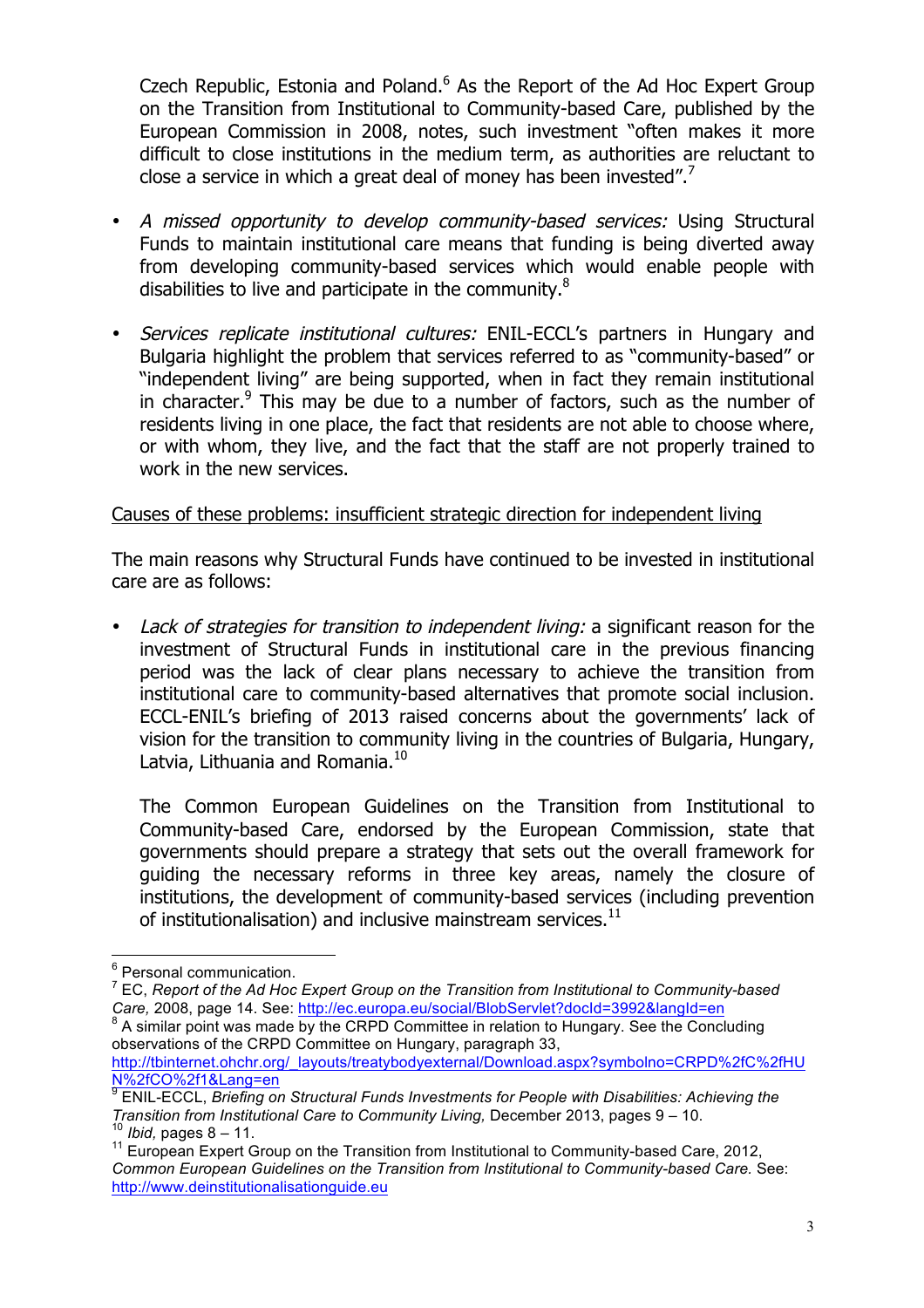Czech Republic, Estonia and Poland.[6] As the Report of the Ad Hoc Expert Group on the Transition from Institutional to Community-based Care, published by the European Commission in 2008, notes, such investment "often makes it more difficult to close institutions in the medium term, as authorities are reluctant to close a service in which a great deal of money has been invested".[7]

- *A missed opportunity to develop community-based services:* Using Structural Funds to maintain institutional care means that funding is being diverted away from developing community-based services which would enable people with disabilities to live and participate in the community.[8]

- *Services replicate institutional cultures:* ENIL-ECCL's partners in Hungary and Bulgaria highlight the problem that services referred to as "community-based" or "independent living" are being supported, when in fact they remain institutional in character.[9] This may be due to a number of factors, such as the number of residents living in one place, the fact that residents are not able to choose where, or with whom, they live, and the fact that the staff are not properly trained to work in the new services.

<u>Causes of these problems: insufficient strategic direction for independent living</u>

The main reasons why Structural Funds have continued to be invested in institutional care are as follows:

- *Lack of strategies for transition to independent living:* a significant reason for the investment of Structural Funds in institutional care in the previous financing period was the lack of clear plans necessary to achieve the transition from institutional care to community-based alternatives that promote social inclusion. ECCL-ENIL's briefing of 2013 raised concerns about the governments' lack of vision for the transition to community living in the countries of Bulgaria, Hungary, Latvia, Lithuania and Romania.[10]

  The Common European Guidelines on the Transition from Institutional to Community-based Care, endorsed by the European Commission, state that governments should prepare a strategy that sets out the overall framework for guiding the necessary reforms in three key areas, namely the closure of institutions, the development of community-based services (including prevention of institutionalisation) and inclusive mainstream services.[11]

---

[6] Personal communication.

[7] EC, *Report of the Ad Hoc Expert Group on the Transition from Institutional to Community-based Care,* 2008, page 14. See: http://ec.europa.eu/social/BlobServlet?docId=3992&langId=en

[8] A similar point was made by the CRPD Committee in relation to Hungary. See the Concluding observations of the CRPD Committee on Hungary, paragraph 33, http://tbinternet.ohchr.org/_layouts/treatybodyexternal/Download.aspx?symbolno=CRPD%2fC%2fHUN%2fCO%2f1&Lang=en

[9] ENIL-ECCL, *Briefing on Structural Funds Investments for People with Disabilities: Achieving the Transition from Institutional Care to Community Living,* December 2013, pages 9 – 10.

[10] *Ibid,* pages 8 – 11.

[11] European Expert Group on the Transition from Institutional to Community-based Care, 2012, *Common European Guidelines on the Transition from Institutional to Community-based Care.* See: http://www.deinstitutionalisationguide.eu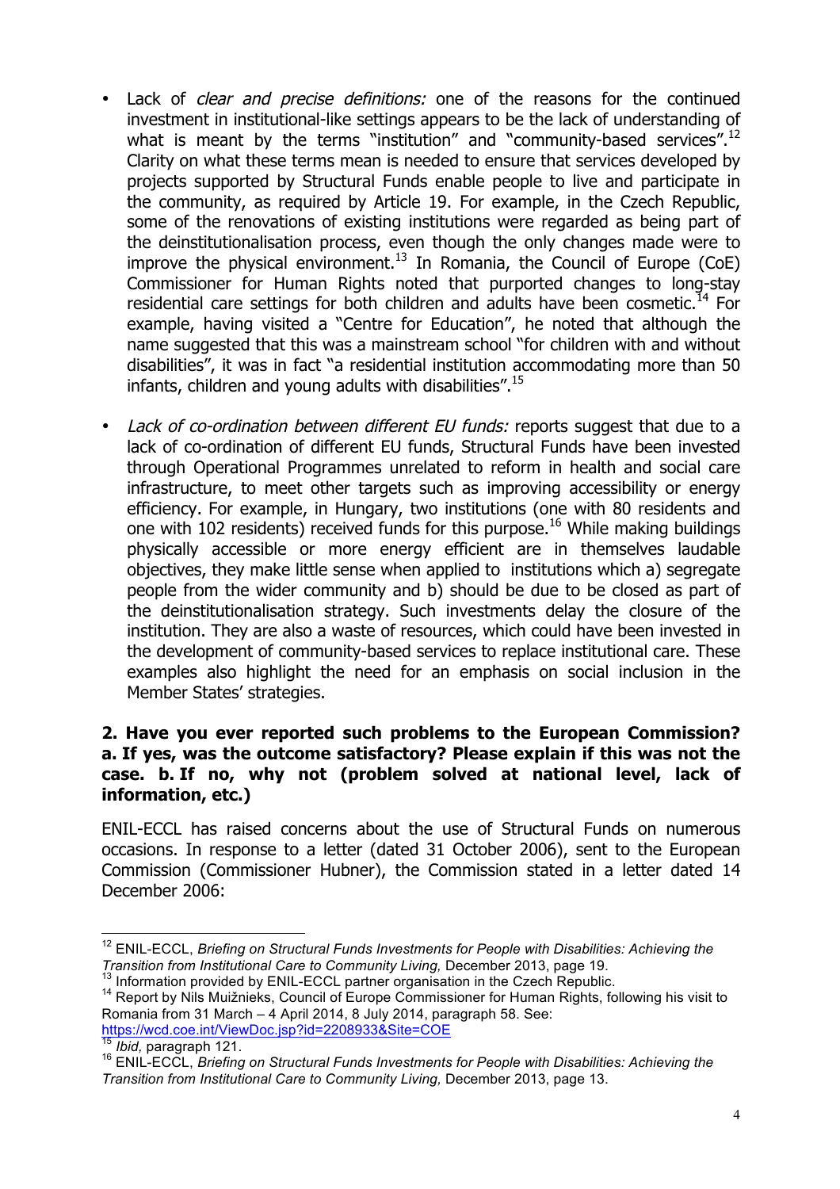- Lack of *clear and precise definitions:* one of the reasons for the continued investment in institutional-like settings appears to be the lack of understanding of what is meant by the terms "institution" and "community-based services".[12] Clarity on what these terms mean is needed to ensure that services developed by projects supported by Structural Funds enable people to live and participate in the community, as required by Article 19. For example, in the Czech Republic, some of the renovations of existing institutions were regarded as being part of the deinstitutionalisation process, even though the only changes made were to improve the physical environment.[13] In Romania, the Council of Europe (CoE) Commissioner for Human Rights noted that purported changes to long-stay residential care settings for both children and adults have been cosmetic.[14] For example, having visited a "Centre for Education", he noted that although the name suggested that this was a mainstream school "for children with and without disabilities", it was in fact "a residential institution accommodating more than 50 infants, children and young adults with disabilities".[15]

- *Lack of co-ordination between different EU funds:* reports suggest that due to a lack of co-ordination of different EU funds, Structural Funds have been invested through Operational Programmes unrelated to reform in health and social care infrastructure, to meet other targets such as improving accessibility or energy efficiency. For example, in Hungary, two institutions (one with 80 residents and one with 102 residents) received funds for this purpose.[16] While making buildings physically accessible or more energy efficient are in themselves laudable objectives, they make little sense when applied to institutions which a) segregate people from the wider community and b) should be due to be closed as part of the deinstitutionalisation strategy. Such investments delay the closure of the institution. They are also a waste of resources, which could have been invested in the development of community-based services to replace institutional care. These examples also highlight the need for an emphasis on social inclusion in the Member States' strategies.

**2. Have you ever reported such problems to the European Commission? a. If yes, was the outcome satisfactory? Please explain if this was not the case. b. If no, why not (problem solved at national level, lack of information, etc.)**

ENIL-ECCL has raised concerns about the use of Structural Funds on numerous occasions. In response to a letter (dated 31 October 2006), sent to the European Commission (Commissioner Hubner), the Commission stated in a letter dated 14 December 2006:

---

[12] ENIL-ECCL, *Briefing on Structural Funds Investments for People with Disabilities: Achieving the Transition from Institutional Care to Community Living,* December 2013, page 19.

[13] Information provided by ENIL-ECCL partner organisation in the Czech Republic.

[14] Report by Nils Muižnieks, Council of Europe Commissioner for Human Rights, following his visit to Romania from 31 March – 4 April 2014, 8 July 2014, paragraph 58. See: https://wcd.coe.int/ViewDoc.jsp?id=2208933&Site=COE

[15] *Ibid,* paragraph 121.

[16] ENIL-ECCL, *Briefing on Structural Funds Investments for People with Disabilities: Achieving the Transition from Institutional Care to Community Living,* December 2013, page 13.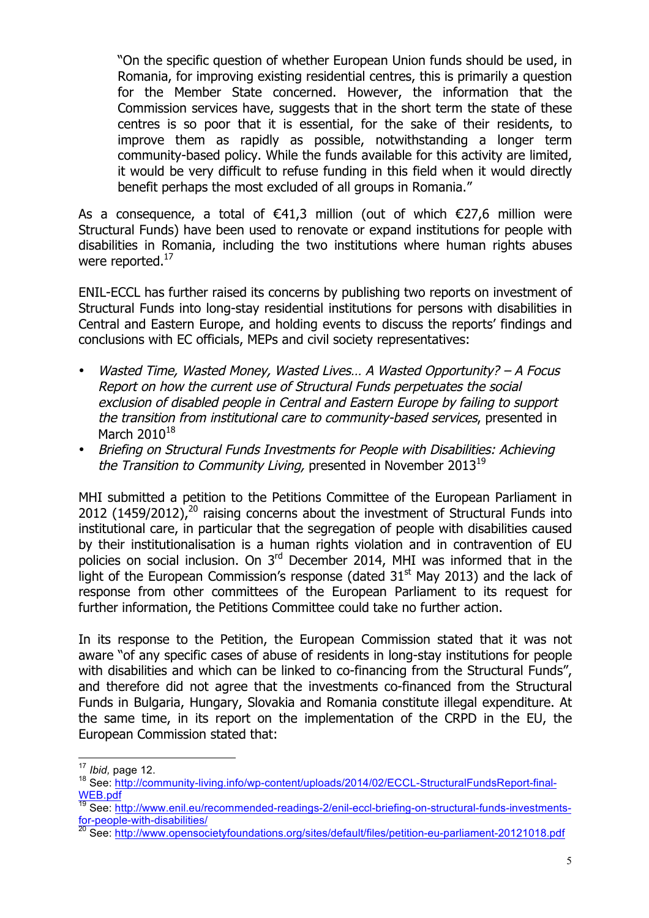> "On the specific question of whether European Union funds should be used, in Romania, for improving existing residential centres, this is primarily a question for the Member State concerned. However, the information that the Commission services have, suggests that in the short term the state of these centres is so poor that it is essential, for the sake of their residents, to improve them as rapidly as possible, notwithstanding a longer term community-based policy. While the funds available for this activity are limited, it would be very difficult to refuse funding in this field when it would directly benefit perhaps the most excluded of all groups in Romania."

As a consequence, a total of €41,3 million (out of which €27,6 million were Structural Funds) have been used to renovate or expand institutions for people with disabilities in Romania, including the two institutions where human rights abuses were reported.[17]

ENIL-ECCL has further raised its concerns by publishing two reports on investment of Structural Funds into long-stay residential institutions for persons with disabilities in Central and Eastern Europe, and holding events to discuss the reports' findings and conclusions with EC officials, MEPs and civil society representatives:

- *Wasted Time, Wasted Money, Wasted Lives… A Wasted Opportunity? – A Focus Report on how the current use of Structural Funds perpetuates the social exclusion of disabled people in Central and Eastern Europe by failing to support the transition from institutional care to community-based services*, presented in March 2010[18]
- *Briefing on Structural Funds Investments for People with Disabilities: Achieving the Transition to Community Living,* presented in November 2013[19]

MHI submitted a petition to the Petitions Committee of the European Parliament in 2012 (1459/2012),[20] raising concerns about the investment of Structural Funds into institutional care, in particular that the segregation of people with disabilities caused by their institutionalisation is a human rights violation and in contravention of EU policies on social inclusion. On 3rd December 2014, MHI was informed that in the light of the European Commission's response (dated 31st May 2013) and the lack of response from other committees of the European Parliament to its request for further information, the Petitions Committee could take no further action.

In its response to the Petition, the European Commission stated that it was not aware "of any specific cases of abuse of residents in long-stay institutions for people with disabilities and which can be linked to co-financing from the Structural Funds", and therefore did not agree that the investments co-financed from the Structural Funds in Bulgaria, Hungary, Slovakia and Romania constitute illegal expenditure. At the same time, in its report on the implementation of the CRPD in the EU, the European Commission stated that:

---

[17] *Ibid*, page 12.

[18] See: http://community-living.info/wp-content/uploads/2014/02/ECCL-StructuralFundsReport-final-WEB.pdf

[19] See: http://www.enil.eu/recommended-readings-2/enil-eccl-briefing-on-structural-funds-investments-for-people-with-disabilities/

[20] See: http://www.opensocietyfoundations.org/sites/default/files/petition-eu-parliament-20121018.pdf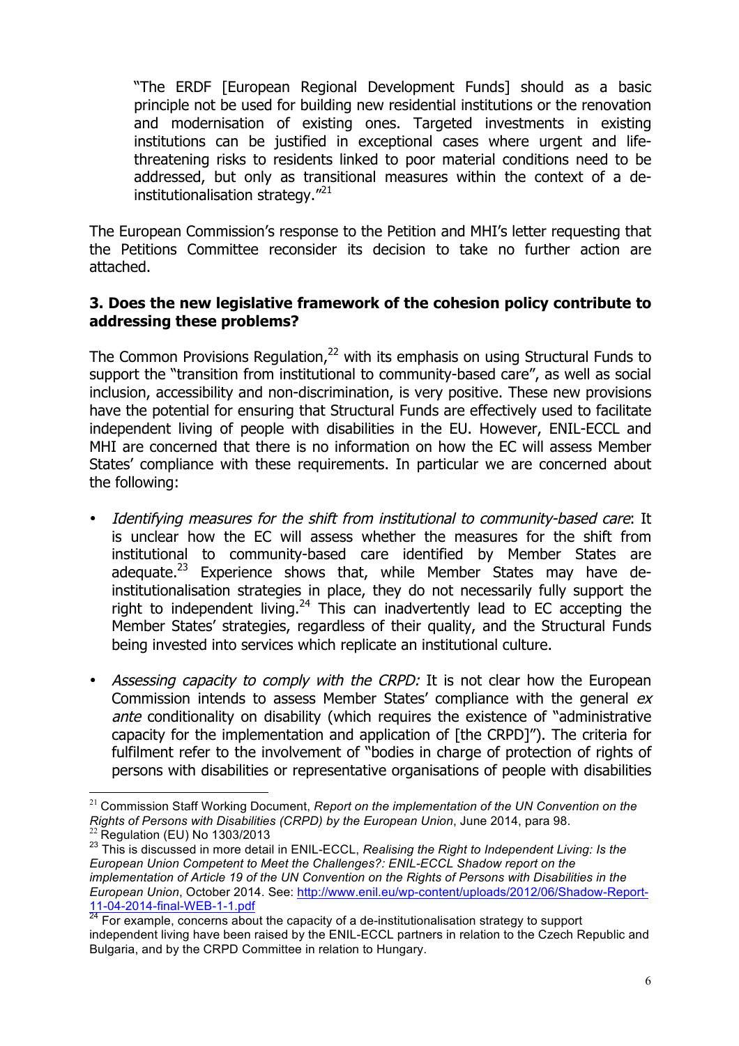> "The ERDF [European Regional Development Funds] should as a basic principle not be used for building new residential institutions or the renovation and modernisation of existing ones. Targeted investments in existing institutions can be justified in exceptional cases where urgent and life-threatening risks to residents linked to poor material conditions need to be addressed, but only as transitional measures within the context of a de-institutionalisation strategy."[21]

The European Commission's response to the Petition and MHI's letter requesting that the Petitions Committee reconsider its decision to take no further action are attached.

### 3. Does the new legislative framework of the cohesion policy contribute to addressing these problems?

The Common Provisions Regulation,[22] with its emphasis on using Structural Funds to support the "transition from institutional to community-based care", as well as social inclusion, accessibility and non-discrimination, is very positive. These new provisions have the potential for ensuring that Structural Funds are effectively used to facilitate independent living of people with disabilities in the EU. However, ENIL-ECCL and MHI are concerned that there is no information on how the EC will assess Member States' compliance with these requirements. In particular we are concerned about the following:

- *Identifying measures for the shift from institutional to community-based care*: It is unclear how the EC will assess whether the measures for the shift from institutional to community-based care identified by Member States are adequate.[23] Experience shows that, while Member States may have de-institutionalisation strategies in place, they do not necessarily fully support the right to independent living.[24] This can inadvertently lead to EC accepting the Member States' strategies, regardless of their quality, and the Structural Funds being invested into services which replicate an institutional culture.

- *Assessing capacity to comply with the CRPD:* It is not clear how the European Commission intends to assess Member States' compliance with the general *ex ante* conditionality on disability (which requires the existence of "administrative capacity for the implementation and application of [the CRPD]"). The criteria for fulfilment refer to the involvement of "bodies in charge of protection of rights of persons with disabilities or representative organisations of people with disabilities

---

[21] Commission Staff Working Document, *Report on the implementation of the UN Convention on the Rights of Persons with Disabilities (CRPD) by the European Union*, June 2014, para 98.

[22] Regulation (EU) No 1303/2013

[23] This is discussed in more detail in ENIL-ECCL, *Realising the Right to Independent Living: Is the European Union Competent to Meet the Challenges?: ENIL-ECCL Shadow report on the implementation of Article 19 of the UN Convention on the Rights of Persons with Disabilities in the European Union*, October 2014. See: http://www.enil.eu/wp-content/uploads/2012/06/Shadow-Report-11-04-2014-final-WEB-1-1.pdf

[24] For example, concerns about the capacity of a de-institutionalisation strategy to support independent living have been raised by the ENIL-ECCL partners in relation to the Czech Republic and Bulgaria, and by the CRPD Committee in relation to Hungary.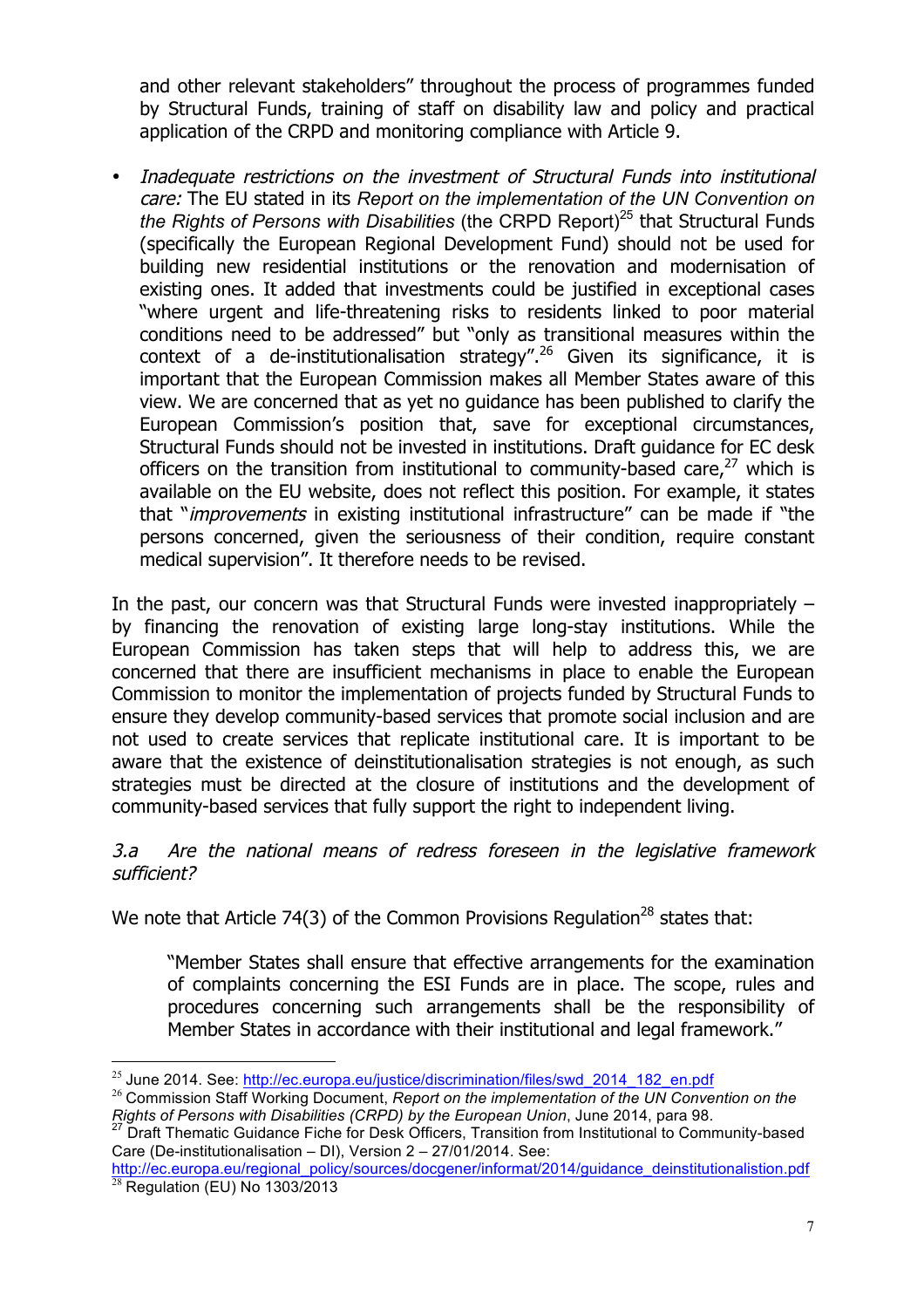and other relevant stakeholders" throughout the process of programmes funded by Structural Funds, training of staff on disability law and policy and practical application of the CRPD and monitoring compliance with Article 9.

- *Inadequate restrictions on the investment of Structural Funds into institutional care:* The EU stated in its *Report on the implementation of the UN Convention on the Rights of Persons with Disabilities* (the CRPD Report)[25] that Structural Funds (specifically the European Regional Development Fund) should not be used for building new residential institutions or the renovation and modernisation of existing ones. It added that investments could be justified in exceptional cases "where urgent and life-threatening risks to residents linked to poor material conditions need to be addressed" but "only as transitional measures within the context of a de-institutionalisation strategy".[26] Given its significance, it is important that the European Commission makes all Member States aware of this view. We are concerned that as yet no guidance has been published to clarify the European Commission's position that, save for exceptional circumstances, Structural Funds should not be invested in institutions. Draft guidance for EC desk officers on the transition from institutional to community-based care,[27] which is available on the EU website, does not reflect this position. For example, it states that "*improvements* in existing institutional infrastructure" can be made if "the persons concerned, given the seriousness of their condition, require constant medical supervision". It therefore needs to be revised.

In the past, our concern was that Structural Funds were invested inappropriately – by financing the renovation of existing large long-stay institutions. While the European Commission has taken steps that will help to address this, we are concerned that there are insufficient mechanisms in place to enable the European Commission to monitor the implementation of projects funded by Structural Funds to ensure they develop community-based services that promote social inclusion and are not used to create services that replicate institutional care. It is important to be aware that the existence of deinstitutionalisation strategies is not enough, as such strategies must be directed at the closure of institutions and the development of community-based services that fully support the right to independent living.

*3.a Are the national means of redress foreseen in the legislative framework sufficient?*

We note that Article 74(3) of the Common Provisions Regulation[28] states that:

> "Member States shall ensure that effective arrangements for the examination of complaints concerning the ESI Funds are in place. The scope, rules and procedures concerning such arrangements shall be the responsibility of Member States in accordance with their institutional and legal framework."

---

[25] June 2014. See: http://ec.europa.eu/justice/discrimination/files/swd_2014_182_en.pdf

[26] Commission Staff Working Document, *Report on the implementation of the UN Convention on the Rights of Persons with Disabilities (CRPD) by the European Union*, June 2014, para 98.

[27] Draft Thematic Guidance Fiche for Desk Officers, Transition from Institutional to Community-based Care (De-institutionalisation – DI), Version 2 – 27/01/2014. See: http://ec.europa.eu/regional_policy/sources/docgener/informat/2014/guidance_deinstitutionalistion.pdf

[28] Regulation (EU) No 1303/2013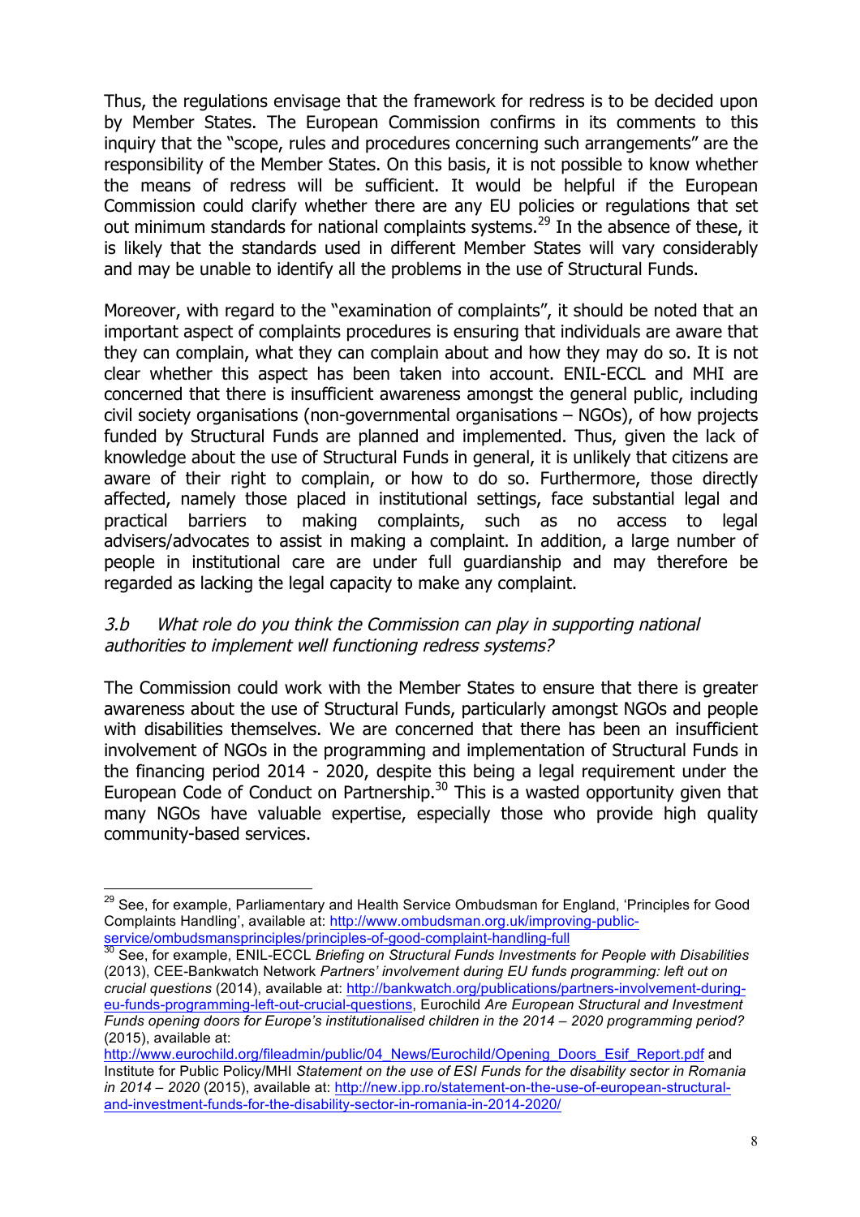Thus, the regulations envisage that the framework for redress is to be decided upon by Member States. The European Commission confirms in its comments to this inquiry that the "scope, rules and procedures concerning such arrangements" are the responsibility of the Member States. On this basis, it is not possible to know whether the means of redress will be sufficient. It would be helpful if the European Commission could clarify whether there are any EU policies or regulations that set out minimum standards for national complaints systems.[29] In the absence of these, it is likely that the standards used in different Member States will vary considerably and may be unable to identify all the problems in the use of Structural Funds.

Moreover, with regard to the "examination of complaints", it should be noted that an important aspect of complaints procedures is ensuring that individuals are aware that they can complain, what they can complain about and how they may do so. It is not clear whether this aspect has been taken into account. ENIL-ECCL and MHI are concerned that there is insufficient awareness amongst the general public, including civil society organisations (non-governmental organisations – NGOs), of how projects funded by Structural Funds are planned and implemented. Thus, given the lack of knowledge about the use of Structural Funds in general, it is unlikely that citizens are aware of their right to complain, or how to do so. Furthermore, those directly affected, namely those placed in institutional settings, face substantial legal and practical barriers to making complaints, such as no access to legal advisers/advocates to assist in making a complaint. In addition, a large number of people in institutional care are under full guardianship and may therefore be regarded as lacking the legal capacity to make any complaint.

### *3.b What role do you think the Commission can play in supporting national authorities to implement well functioning redress systems?*

The Commission could work with the Member States to ensure that there is greater awareness about the use of Structural Funds, particularly amongst NGOs and people with disabilities themselves. We are concerned that there has been an insufficient involvement of NGOs in the programming and implementation of Structural Funds in the financing period 2014 - 2020, despite this being a legal requirement under the European Code of Conduct on Partnership.[30] This is a wasted opportunity given that many NGOs have valuable expertise, especially those who provide high quality community-based services.

---

[29] See, for example, Parliamentary and Health Service Ombudsman for England, 'Principles for Good Complaints Handling', available at: http://www.ombudsman.org.uk/improving-public-service/ombudsmansprinciples/principles-of-good-complaint-handling-full

[30] See, for example, ENIL-ECCL *Briefing on Structural Funds Investments for People with Disabilities* (2013), CEE-Bankwatch Network *Partners' involvement during EU funds programming: left out on crucial questions* (2014), available at: http://bankwatch.org/publications/partners-involvement-during-eu-funds-programming-left-out-crucial-questions, Eurochild *Are European Structural and Investment Funds opening doors for Europe's institutionalised children in the 2014 – 2020 programming period?* (2015), available at: http://www.eurochild.org/fileadmin/public/04_News/Eurochild/Opening_Doors_Esif_Report.pdf and Institute for Public Policy/MHI *Statement on the use of ESI Funds for the disability sector in Romania in 2014 – 2020* (2015), available at: http://new.ipp.ro/statement-on-the-use-of-european-structural-and-investment-funds-for-the-disability-sector-in-romania-in-2014-2020/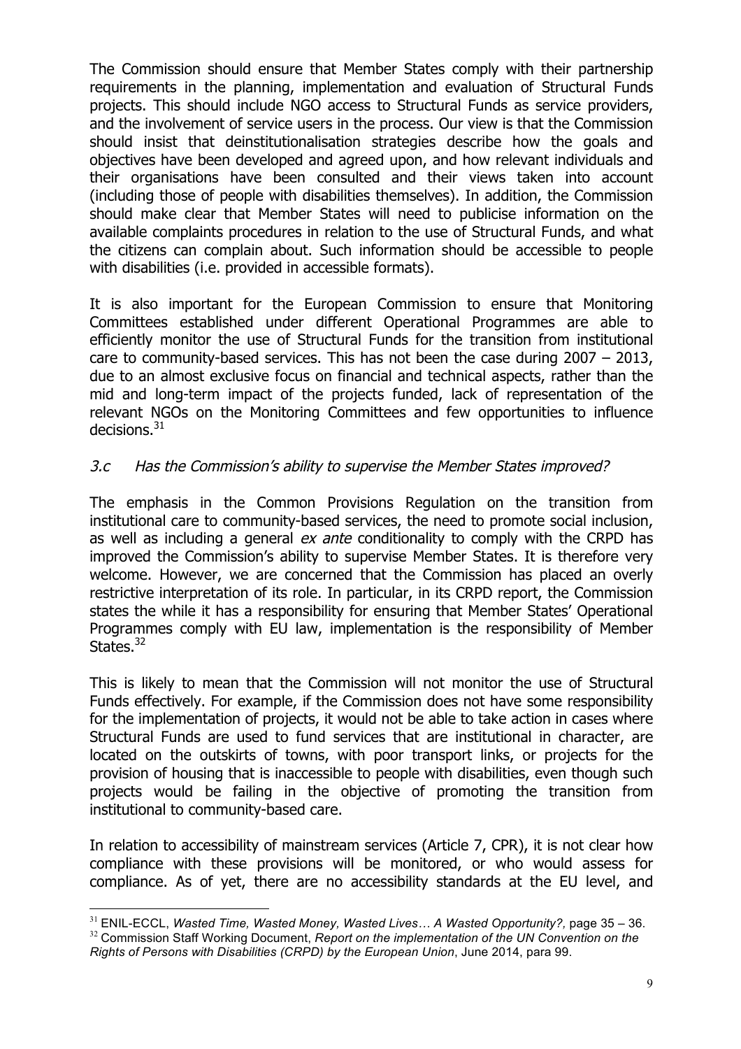The Commission should ensure that Member States comply with their partnership requirements in the planning, implementation and evaluation of Structural Funds projects. This should include NGO access to Structural Funds as service providers, and the involvement of service users in the process. Our view is that the Commission should insist that deinstitutionalisation strategies describe how the goals and objectives have been developed and agreed upon, and how relevant individuals and their organisations have been consulted and their views taken into account (including those of people with disabilities themselves). In addition, the Commission should make clear that Member States will need to publicise information on the available complaints procedures in relation to the use of Structural Funds, and what the citizens can complain about. Such information should be accessible to people with disabilities (i.e. provided in accessible formats).

It is also important for the European Commission to ensure that Monitoring Committees established under different Operational Programmes are able to efficiently monitor the use of Structural Funds for the transition from institutional care to community-based services. This has not been the case during 2007 – 2013, due to an almost exclusive focus on financial and technical aspects, rather than the mid and long-term impact of the projects funded, lack of representation of the relevant NGOs on the Monitoring Committees and few opportunities to influence decisions.[31]

### *3.c Has the Commission's ability to supervise the Member States improved?*

The emphasis in the Common Provisions Regulation on the transition from institutional care to community-based services, the need to promote social inclusion, as well as including a general *ex ante* conditionality to comply with the CRPD has improved the Commission's ability to supervise Member States. It is therefore very welcome. However, we are concerned that the Commission has placed an overly restrictive interpretation of its role. In particular, in its CRPD report, the Commission states the while it has a responsibility for ensuring that Member States' Operational Programmes comply with EU law, implementation is the responsibility of Member States.[32]

This is likely to mean that the Commission will not monitor the use of Structural Funds effectively. For example, if the Commission does not have some responsibility for the implementation of projects, it would not be able to take action in cases where Structural Funds are used to fund services that are institutional in character, are located on the outskirts of towns, with poor transport links, or projects for the provision of housing that is inaccessible to people with disabilities, even though such projects would be failing in the objective of promoting the transition from institutional to community-based care.

In relation to accessibility of mainstream services (Article 7, CPR), it is not clear how compliance with these provisions will be monitored, or who would assess for compliance. As of yet, there are no accessibility standards at the EU level, and

---

[31] ENIL-ECCL, *Wasted Time, Wasted Money, Wasted Lives… A Wasted Opportunity?,* page 35 – 36.

[32] Commission Staff Working Document, *Report on the implementation of the UN Convention on the Rights of Persons with Disabilities (CRPD) by the European Union*, June 2014, para 99.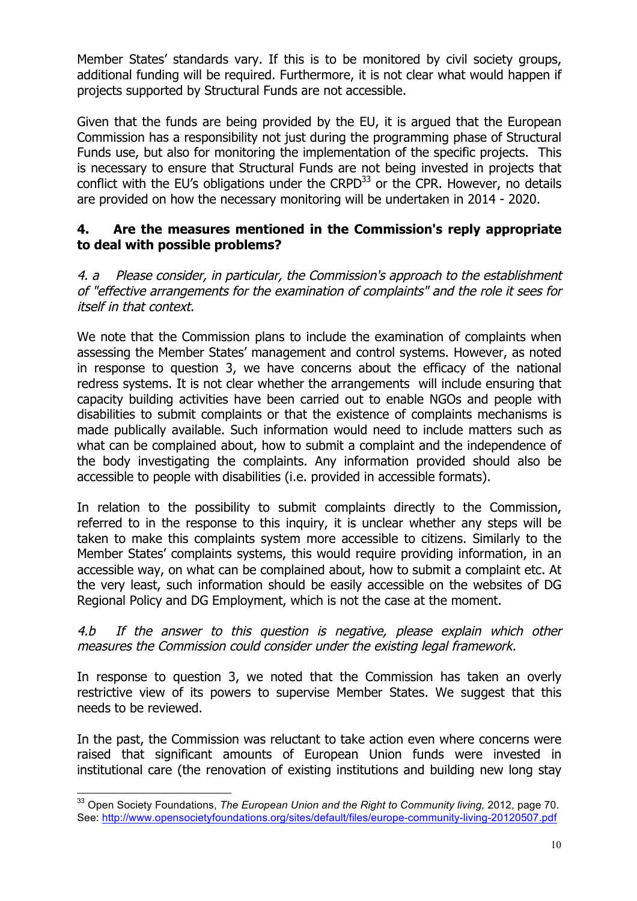Member States' standards vary. If this is to be monitored by civil society groups, additional funding will be required. Furthermore, it is not clear what would happen if projects supported by Structural Funds are not accessible.

Given that the funds are being provided by the EU, it is argued that the European Commission has a responsibility not just during the programming phase of Structural Funds use, but also for monitoring the implementation of the specific projects. This is necessary to ensure that Structural Funds are not being invested in projects that conflict with the EU's obligations under the CRPD[33] or the CPR. However, no details are provided on how the necessary monitoring will be undertaken in 2014 - 2020.

## 4. Are the measures mentioned in the Commission's reply appropriate to deal with possible problems?

*4. a Please consider, in particular, the Commission's approach to the establishment of "effective arrangements for the examination of complaints" and the role it sees for itself in that context.*

We note that the Commission plans to include the examination of complaints when assessing the Member States' management and control systems. However, as noted in response to question 3, we have concerns about the efficacy of the national redress systems. It is not clear whether the arrangements will include ensuring that capacity building activities have been carried out to enable NGOs and people with disabilities to submit complaints or that the existence of complaints mechanisms is made publically available. Such information would need to include matters such as what can be complained about, how to submit a complaint and the independence of the body investigating the complaints. Any information provided should also be accessible to people with disabilities (i.e. provided in accessible formats).

In relation to the possibility to submit complaints directly to the Commission, referred to in the response to this inquiry, it is unclear whether any steps will be taken to make this complaints system more accessible to citizens. Similarly to the Member States' complaints systems, this would require providing information, in an accessible way, on what can be complained about, how to submit a complaint etc. At the very least, such information should be easily accessible on the websites of DG Regional Policy and DG Employment, which is not the case at the moment.

*4.b If the answer to this question is negative, please explain which other measures the Commission could consider under the existing legal framework.*

In response to question 3, we noted that the Commission has taken an overly restrictive view of its powers to supervise Member States. We suggest that this needs to be reviewed.

In the past, the Commission was reluctant to take action even where concerns were raised that significant amounts of European Union funds were invested in institutional care (the renovation of existing institutions and building new long stay

[33] Open Society Foundations, *The European Union and the Right to Community living,* 2012, page 70. See: http://www.opensocietyfoundations.org/sites/default/files/europe-community-living-20120507.pdf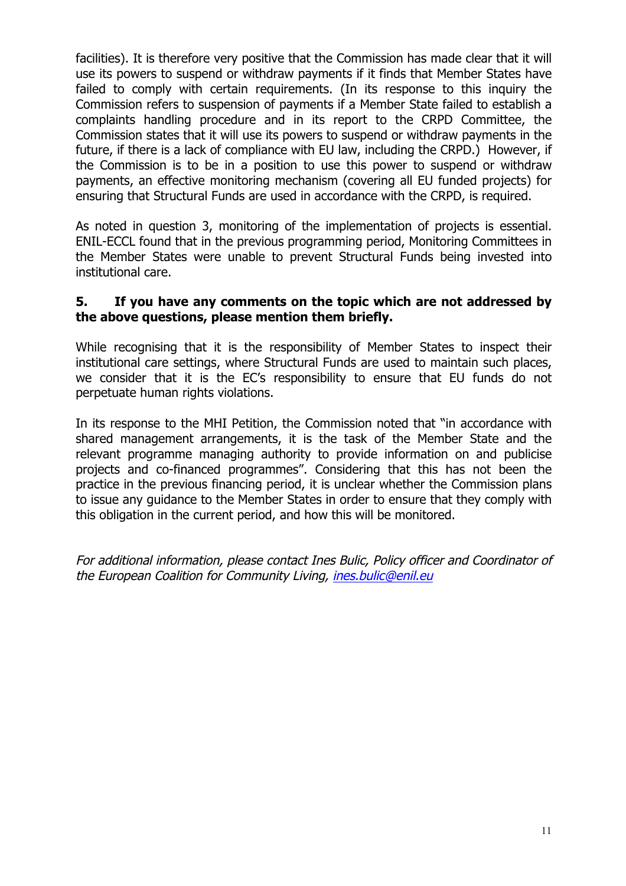facilities). It is therefore very positive that the Commission has made clear that it will use its powers to suspend or withdraw payments if it finds that Member States have failed to comply with certain requirements. (In its response to this inquiry the Commission refers to suspension of payments if a Member State failed to establish a complaints handling procedure and in its report to the CRPD Committee, the Commission states that it will use its powers to suspend or withdraw payments in the future, if there is a lack of compliance with EU law, including the CRPD.) However, if the Commission is to be in a position to use this power to suspend or withdraw payments, an effective monitoring mechanism (covering all EU funded projects) for ensuring that Structural Funds are used in accordance with the CRPD, is required.

As noted in question 3, monitoring of the implementation of projects is essential. ENIL-ECCL found that in the previous programming period, Monitoring Committees in the Member States were unable to prevent Structural Funds being invested into institutional care.

**5. If you have any comments on the topic which are not addressed by the above questions, please mention them briefly.**

While recognising that it is the responsibility of Member States to inspect their institutional care settings, where Structural Funds are used to maintain such places, we consider that it is the EC's responsibility to ensure that EU funds do not perpetuate human rights violations.

In its response to the MHI Petition, the Commission noted that "in accordance with shared management arrangements, it is the task of the Member State and the relevant programme managing authority to provide information on and publicise projects and co-financed programmes". Considering that this has not been the practice in the previous financing period, it is unclear whether the Commission plans to issue any guidance to the Member States in order to ensure that they comply with this obligation in the current period, and how this will be monitored.

*For additional information, please contact Ines Bulic, Policy officer and Coordinator of the European Coalition for Community Living, [ines.bulic@enil.eu](mailto:ines.bulic@enil.eu)*